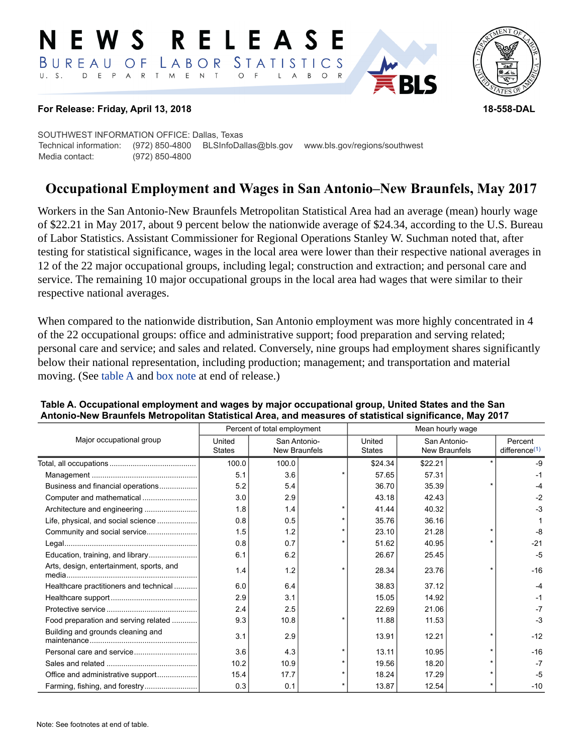# NEWS RELEASE

BUREAU OF LABOR STATISTICS

U. S. DEPARTMENT OF LABOR

**For Release: Friday, April 13, 2018** **18-558-DAL**

SOUTHWEST INFORMATION OFFICE: Dallas, Texas
Technical information: (972) 850-4800 BLSInfoDallas@bls.gov www.bls.gov/regions/southwest
Media contact: (972) 850-4800

## Occupational Employment and Wages in San Antonio–New Braunfels, May 2017

Workers in the San Antonio-New Braunfels Metropolitan Statistical Area had an average (mean) hourly wage of $22.21 in May 2017, about 9 percent below the nationwide average of $24.34, according to the U.S. Bureau of Labor Statistics. Assistant Commissioner for Regional Operations Stanley W. Suchman noted that, after testing for statistical significance, wages in the local area were lower than their respective national averages in 12 of the 22 major occupational groups, including legal; construction and extraction; and personal care and service. The remaining 10 major occupational groups in the local area had wages that were similar to their respective national averages.

When compared to the nationwide distribution, San Antonio employment was more highly concentrated in 4 of the 22 occupational groups: office and administrative support; food preparation and serving related; personal care and service; and sales and related. Conversely, nine groups had employment shares significantly below their national representation, including production; management; and transportation and material moving. (See table A and box note at end of release.)

**Table A. Occupational employment and wages by major occupational group, United States and the San Antonio-New Braunfels Metropolitan Statistical Area, and measures of statistical significance, May 2017**

| Major occupational group | Percent of total employment | | | Mean hourly wage | | | |
|---|---|---|---|---|---|---|---|
| | United States | San Antonio-New Braunfels | | United States | San Antonio-New Braunfels | | Percent difference(1) |
| Total, all occupations | 100.0 | 100.0 | | $24.34 | $22.21 | * | -9 |
| Management | 5.1 | 3.6 | * | 57.65 | 57.31 | | -1 |
| Business and financial operations | 5.2 | 5.4 | | 36.70 | 35.39 | * | -4 |
| Computer and mathematical | 3.0 | 2.9 | | 43.18 | 42.43 | | -2 |
| Architecture and engineering | 1.8 | 1.4 | * | 41.44 | 40.32 | | -3 |
| Life, physical, and social science | 0.8 | 0.5 | * | 35.76 | 36.16 | | 1 |
| Community and social service | 1.5 | 1.2 | * | 23.10 | 21.28 | * | -8 |
| Legal | 0.8 | 0.7 | * | 51.62 | 40.95 | * | -21 |
| Education, training, and library | 6.1 | 6.2 | | 26.67 | 25.45 | | -5 |
| Arts, design, entertainment, sports, and media | 1.4 | 1.2 | * | 28.34 | 23.76 | * | -16 |
| Healthcare practitioners and technical | 6.0 | 6.4 | | 38.83 | 37.12 | | -4 |
| Healthcare support | 2.9 | 3.1 | | 15.05 | 14.92 | | -1 |
| Protective service | 2.4 | 2.5 | | 22.69 | 21.06 | | -7 |
| Food preparation and serving related | 9.3 | 10.8 | * | 11.88 | 11.53 | | -3 |
| Building and grounds cleaning and maintenance | 3.1 | 2.9 | | 13.91 | 12.21 | * | -12 |
| Personal care and service | 3.6 | 4.3 | * | 13.11 | 10.95 | * | -16 |
| Sales and related | 10.2 | 10.9 | * | 19.56 | 18.20 | * | -7 |
| Office and administrative support | 15.4 | 17.7 | * | 18.24 | 17.29 | * | -5 |
| Farming, fishing, and forestry | 0.3 | 0.1 | * | 13.87 | 12.54 | * | -10 |

Note: See footnotes at end of table.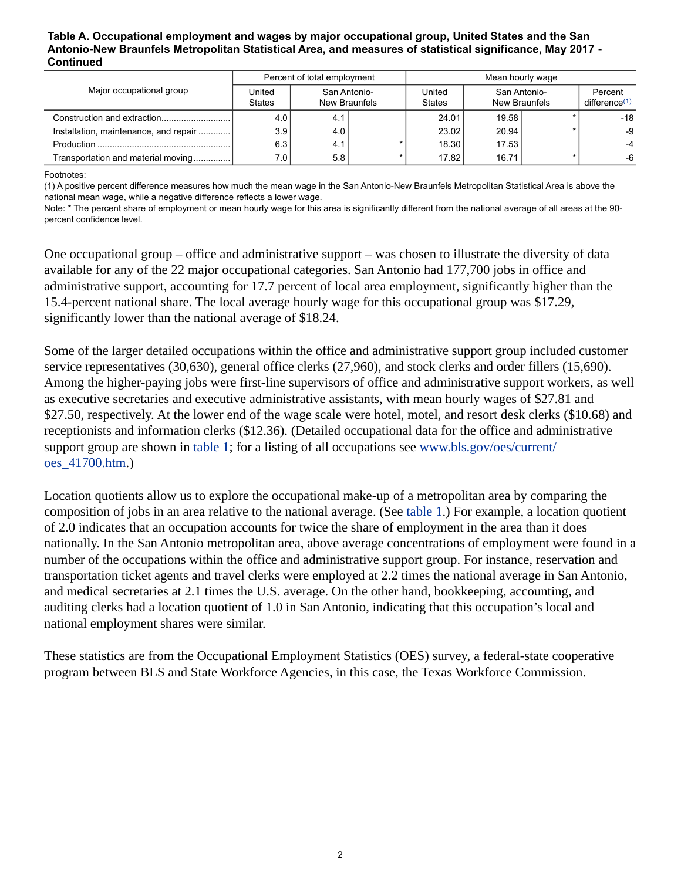**Table A. Occupational employment and wages by major occupational group, United States and the San Antonio-New Braunfels Metropolitan Statistical Area, and measures of statistical significance, May 2017 - Continued**

| Major occupational group | Percent of total employment | | | Mean hourly wage | | | |
|---|---|---|---|---|---|---|---|
| | United States | San Antonio-New Braunfels | | United States | San Antonio-New Braunfels | | Percent difference(1) |
| Construction and extraction | 4.0 | 4.1 | | 24.01 | 19.58 | * | -18 |
| Installation, maintenance, and repair | 3.9 | 4.0 | | 23.02 | 20.94 | * | -9 |
| Production | 6.3 | 4.1 | * | 18.30 | 17.53 | | -4 |
| Transportation and material moving | 7.0 | 5.8 | * | 17.82 | 16.71 | * | -6 |

Footnotes:
(1) A positive percent difference measures how much the mean wage in the San Antonio-New Braunfels Metropolitan Statistical Area is above the national mean wage, while a negative difference reflects a lower wage.
Note: * The percent share of employment or mean hourly wage for this area is significantly different from the national average of all areas at the 90-percent confidence level.

One occupational group – office and administrative support – was chosen to illustrate the diversity of data available for any of the 22 major occupational categories. San Antonio had 177,700 jobs in office and administrative support, accounting for 17.7 percent of local area employment, significantly higher than the 15.4-percent national share. The local average hourly wage for this occupational group was $17.29, significantly lower than the national average of $18.24.

Some of the larger detailed occupations within the office and administrative support group included customer service representatives (30,630), general office clerks (27,960), and stock clerks and order fillers (15,690). Among the higher-paying jobs were first-line supervisors of office and administrative support workers, as well as executive secretaries and executive administrative assistants, with mean hourly wages of $27.81 and $27.50, respectively. At the lower end of the wage scale were hotel, motel, and resort desk clerks ($10.68) and receptionists and information clerks ($12.36). (Detailed occupational data for the office and administrative support group are shown in table 1; for a listing of all occupations see www.bls.gov/oes/current/oes_41700.htm.)

Location quotients allow us to explore the occupational make-up of a metropolitan area by comparing the composition of jobs in an area relative to the national average. (See table 1.) For example, a location quotient of 2.0 indicates that an occupation accounts for twice the share of employment in the area than it does nationally. In the San Antonio metropolitan area, above average concentrations of employment were found in a number of the occupations within the office and administrative support group. For instance, reservation and transportation ticket agents and travel clerks were employed at 2.2 times the national average in San Antonio, and medical secretaries at 2.1 times the U.S. average. On the other hand, bookkeeping, accounting, and auditing clerks had a location quotient of 1.0 in San Antonio, indicating that this occupation's local and national employment shares were similar.

These statistics are from the Occupational Employment Statistics (OES) survey, a federal-state cooperative program between BLS and State Workforce Agencies, in this case, the Texas Workforce Commission.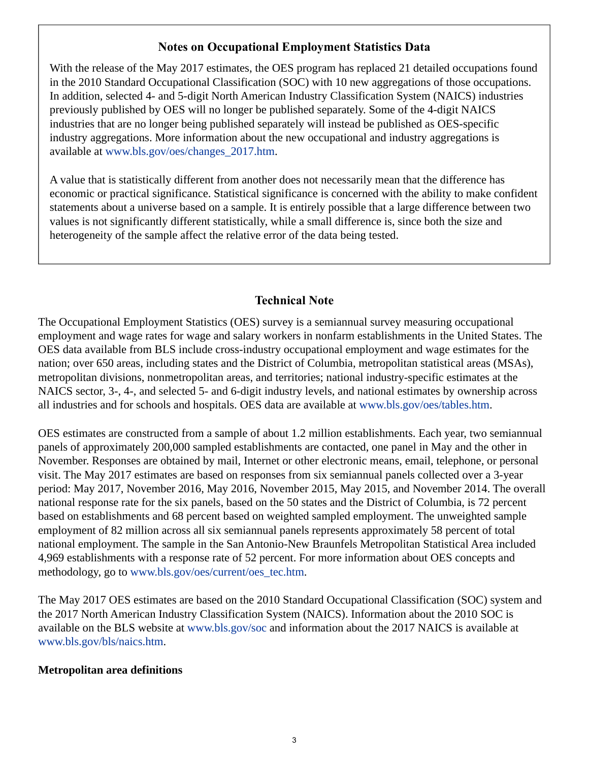## Notes on Occupational Employment Statistics Data

With the release of the May 2017 estimates, the OES program has replaced 21 detailed occupations found in the 2010 Standard Occupational Classification (SOC) with 10 new aggregations of those occupations. In addition, selected 4- and 5-digit North American Industry Classification System (NAICS) industries previously published by OES will no longer be published separately. Some of the 4-digit NAICS industries that are no longer being published separately will instead be published as OES-specific industry aggregations. More information about the new occupational and industry aggregations is available at www.bls.gov/oes/changes_2017.htm.

A value that is statistically different from another does not necessarily mean that the difference has economic or practical significance. Statistical significance is concerned with the ability to make confident statements about a universe based on a sample. It is entirely possible that a large difference between two values is not significantly different statistically, while a small difference is, since both the size and heterogeneity of the sample affect the relative error of the data being tested.

## Technical Note

The Occupational Employment Statistics (OES) survey is a semiannual survey measuring occupational employment and wage rates for wage and salary workers in nonfarm establishments in the United States. The OES data available from BLS include cross-industry occupational employment and wage estimates for the nation; over 650 areas, including states and the District of Columbia, metropolitan statistical areas (MSAs), metropolitan divisions, nonmetropolitan areas, and territories; national industry-specific estimates at the NAICS sector, 3-, 4-, and selected 5- and 6-digit industry levels, and national estimates by ownership across all industries and for schools and hospitals. OES data are available at www.bls.gov/oes/tables.htm.

OES estimates are constructed from a sample of about 1.2 million establishments. Each year, two semiannual panels of approximately 200,000 sampled establishments are contacted, one panel in May and the other in November. Responses are obtained by mail, Internet or other electronic means, email, telephone, or personal visit. The May 2017 estimates are based on responses from six semiannual panels collected over a 3-year period: May 2017, November 2016, May 2016, November 2015, May 2015, and November 2014. The overall national response rate for the six panels, based on the 50 states and the District of Columbia, is 72 percent based on establishments and 68 percent based on weighted sampled employment. The unweighted sample employment of 82 million across all six semiannual panels represents approximately 58 percent of total national employment. The sample in the San Antonio-New Braunfels Metropolitan Statistical Area included 4,969 establishments with a response rate of 52 percent. For more information about OES concepts and methodology, go to www.bls.gov/oes/current/oes_tec.htm.

The May 2017 OES estimates are based on the 2010 Standard Occupational Classification (SOC) system and the 2017 North American Industry Classification System (NAICS). Information about the 2010 SOC is available on the BLS website at www.bls.gov/soc and information about the 2017 NAICS is available at www.bls.gov/bls/naics.htm.

### Metropolitan area definitions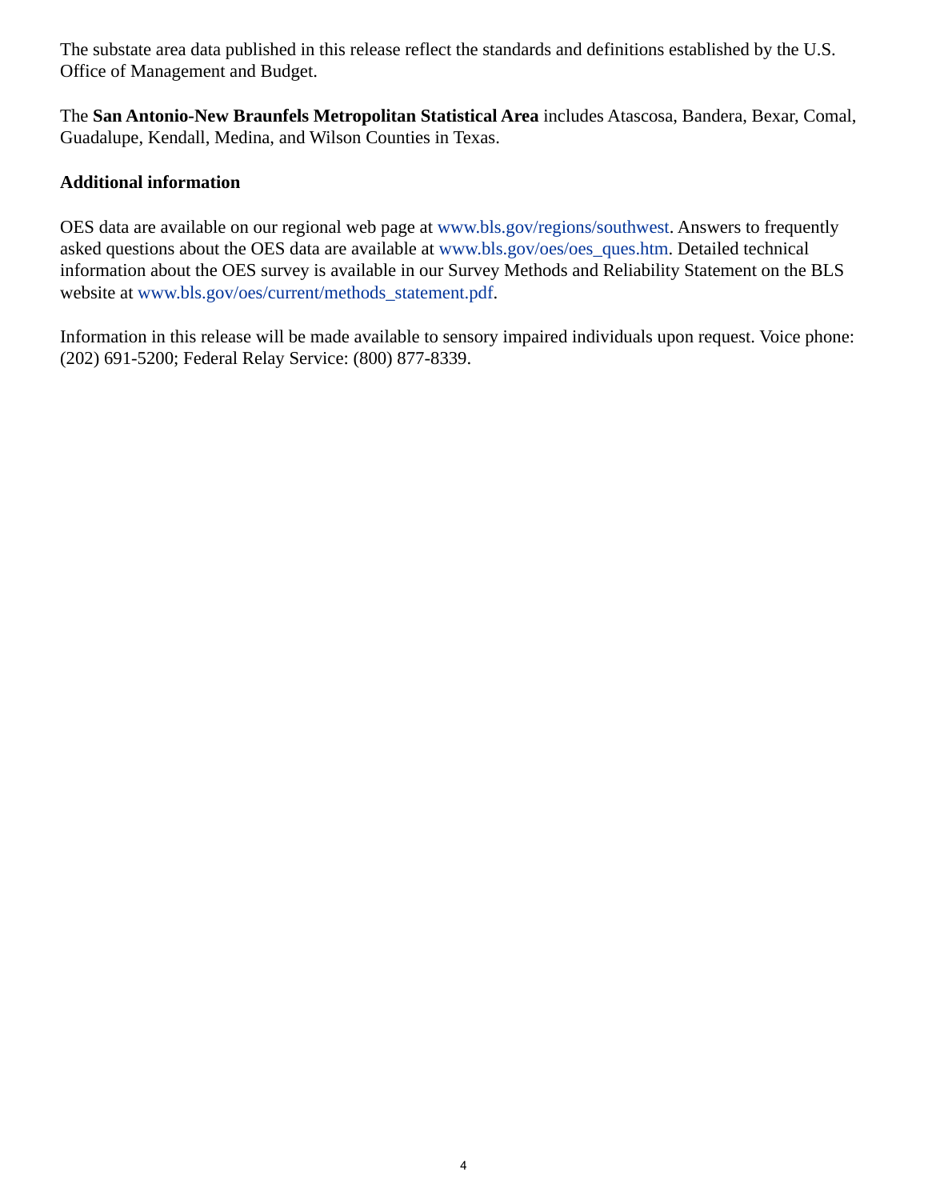The substate area data published in this release reflect the standards and definitions established by the U.S. Office of Management and Budget.

The **San Antonio-New Braunfels Metropolitan Statistical Area** includes Atascosa, Bandera, Bexar, Comal, Guadalupe, Kendall, Medina, and Wilson Counties in Texas.

**Additional information**

OES data are available on our regional web page at www.bls.gov/regions/southwest. Answers to frequently asked questions about the OES data are available at www.bls.gov/oes/oes_ques.htm. Detailed technical information about the OES survey is available in our Survey Methods and Reliability Statement on the BLS website at www.bls.gov/oes/current/methods_statement.pdf.

Information in this release will be made available to sensory impaired individuals upon request. Voice phone: (202) 691-5200; Federal Relay Service: (800) 877-8339.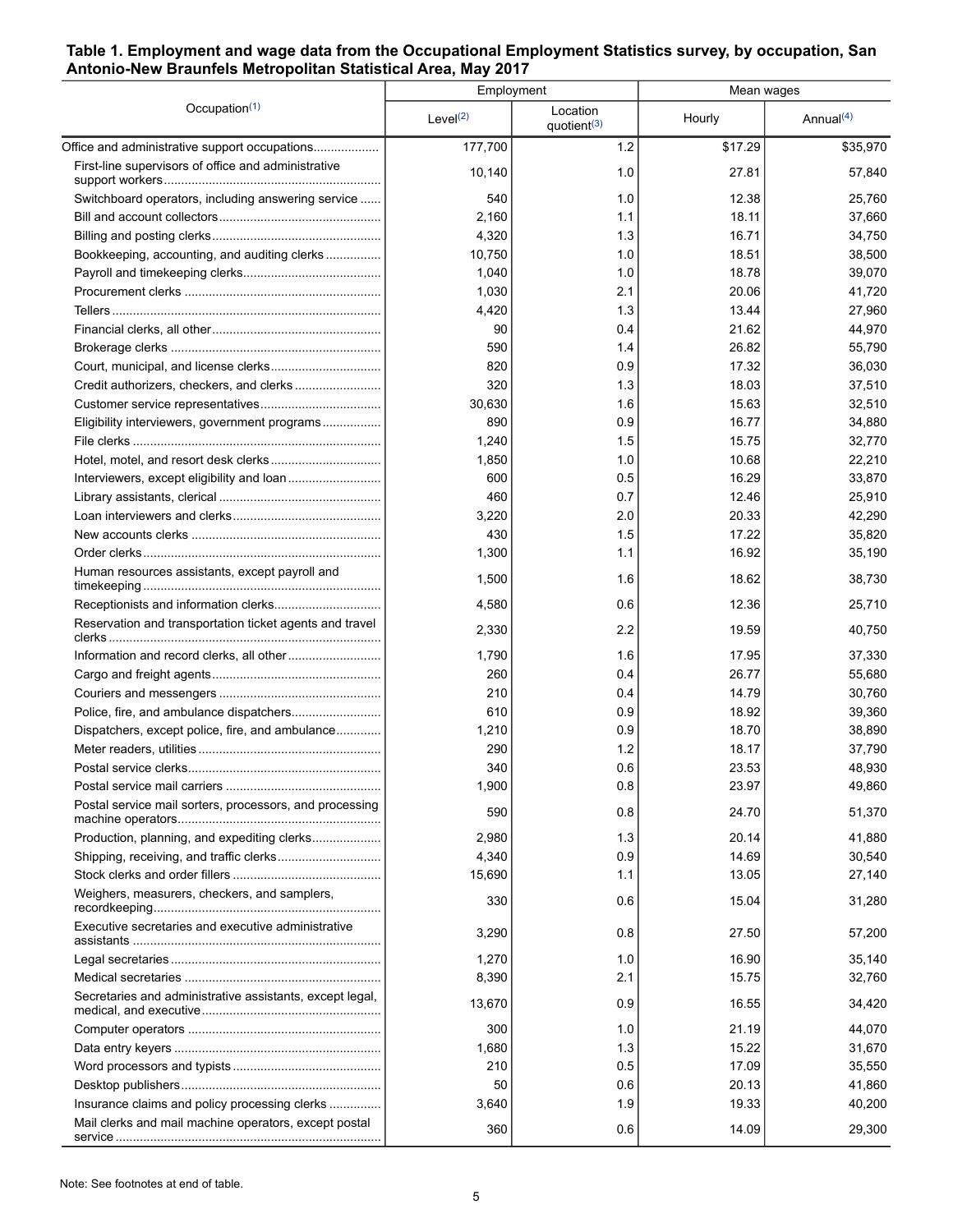**Table 1. Employment and wage data from the Occupational Employment Statistics survey, by occupation, San Antonio-New Braunfels Metropolitan Statistical Area, May 2017**

| Occupation[(1)] | Employment | | Mean wages | |
|---|---|---|---|---|
| | Level[(2)] | Location quotient[(3)] | Hourly | Annual[(4)] |
| Office and administrative support occupations | 177,700 | 1.2 | $17.29 | $35,970 |
| First-line supervisors of office and administrative support workers | 10,140 | 1.0 | 27.81 | 57,840 |
| Switchboard operators, including answering service | 540 | 1.0 | 12.38 | 25,760 |
| Bill and account collectors | 2,160 | 1.1 | 18.11 | 37,660 |
| Billing and posting clerks | 4,320 | 1.3 | 16.71 | 34,750 |
| Bookkeeping, accounting, and auditing clerks | 10,750 | 1.0 | 18.51 | 38,500 |
| Payroll and timekeeping clerks | 1,040 | 1.0 | 18.78 | 39,070 |
| Procurement clerks | 1,030 | 2.1 | 20.06 | 41,720 |
| Tellers | 4,420 | 1.3 | 13.44 | 27,960 |
| Financial clerks, all other | 90 | 0.4 | 21.62 | 44,970 |
| Brokerage clerks | 590 | 1.4 | 26.82 | 55,790 |
| Court, municipal, and license clerks | 820 | 0.9 | 17.32 | 36,030 |
| Credit authorizers, checkers, and clerks | 320 | 1.3 | 18.03 | 37,510 |
| Customer service representatives | 30,630 | 1.6 | 15.63 | 32,510 |
| Eligibility interviewers, government programs | 890 | 0.9 | 16.77 | 34,880 |
| File clerks | 1,240 | 1.5 | 15.75 | 32,770 |
| Hotel, motel, and resort desk clerks | 1,850 | 1.0 | 10.68 | 22,210 |
| Interviewers, except eligibility and loan | 600 | 0.5 | 16.29 | 33,870 |
| Library assistants, clerical | 460 | 0.7 | 12.46 | 25,910 |
| Loan interviewers and clerks | 3,220 | 2.0 | 20.33 | 42,290 |
| New accounts clerks | 430 | 1.5 | 17.22 | 35,820 |
| Order clerks | 1,300 | 1.1 | 16.92 | 35,190 |
| Human resources assistants, except payroll and timekeeping | 1,500 | 1.6 | 18.62 | 38,730 |
| Receptionists and information clerks | 4,580 | 0.6 | 12.36 | 25,710 |
| Reservation and transportation ticket agents and travel clerks | 2,330 | 2.2 | 19.59 | 40,750 |
| Information and record clerks, all other | 1,790 | 1.6 | 17.95 | 37,330 |
| Cargo and freight agents | 260 | 0.4 | 26.77 | 55,680 |
| Couriers and messengers | 210 | 0.4 | 14.79 | 30,760 |
| Police, fire, and ambulance dispatchers | 610 | 0.9 | 18.92 | 39,360 |
| Dispatchers, except police, fire, and ambulance | 1,210 | 0.9 | 18.70 | 38,890 |
| Meter readers, utilities | 290 | 1.2 | 18.17 | 37,790 |
| Postal service clerks | 340 | 0.6 | 23.53 | 48,930 |
| Postal service mail carriers | 1,900 | 0.8 | 23.97 | 49,860 |
| Postal service mail sorters, processors, and processing machine operators | 590 | 0.8 | 24.70 | 51,370 |
| Production, planning, and expediting clerks | 2,980 | 1.3 | 20.14 | 41,880 |
| Shipping, receiving, and traffic clerks | 4,340 | 0.9 | 14.69 | 30,540 |
| Stock clerks and order fillers | 15,690 | 1.1 | 13.05 | 27,140 |
| Weighers, measurers, checkers, and samplers, recordkeeping | 330 | 0.6 | 15.04 | 31,280 |
| Executive secretaries and executive administrative assistants | 3,290 | 0.8 | 27.50 | 57,200 |
| Legal secretaries | 1,270 | 1.0 | 16.90 | 35,140 |
| Medical secretaries | 8,390 | 2.1 | 15.75 | 32,760 |
| Secretaries and administrative assistants, except legal, medical, and executive | 13,670 | 0.9 | 16.55 | 34,420 |
| Computer operators | 300 | 1.0 | 21.19 | 44,070 |
| Data entry keyers | 1,680 | 1.3 | 15.22 | 31,670 |
| Word processors and typists | 210 | 0.5 | 17.09 | 35,550 |
| Desktop publishers | 50 | 0.6 | 20.13 | 41,860 |
| Insurance claims and policy processing clerks | 3,640 | 1.9 | 19.33 | 40,200 |
| Mail clerks and mail machine operators, except postal service | 360 | 0.6 | 14.09 | 29,300 |

Note: See footnotes at end of table.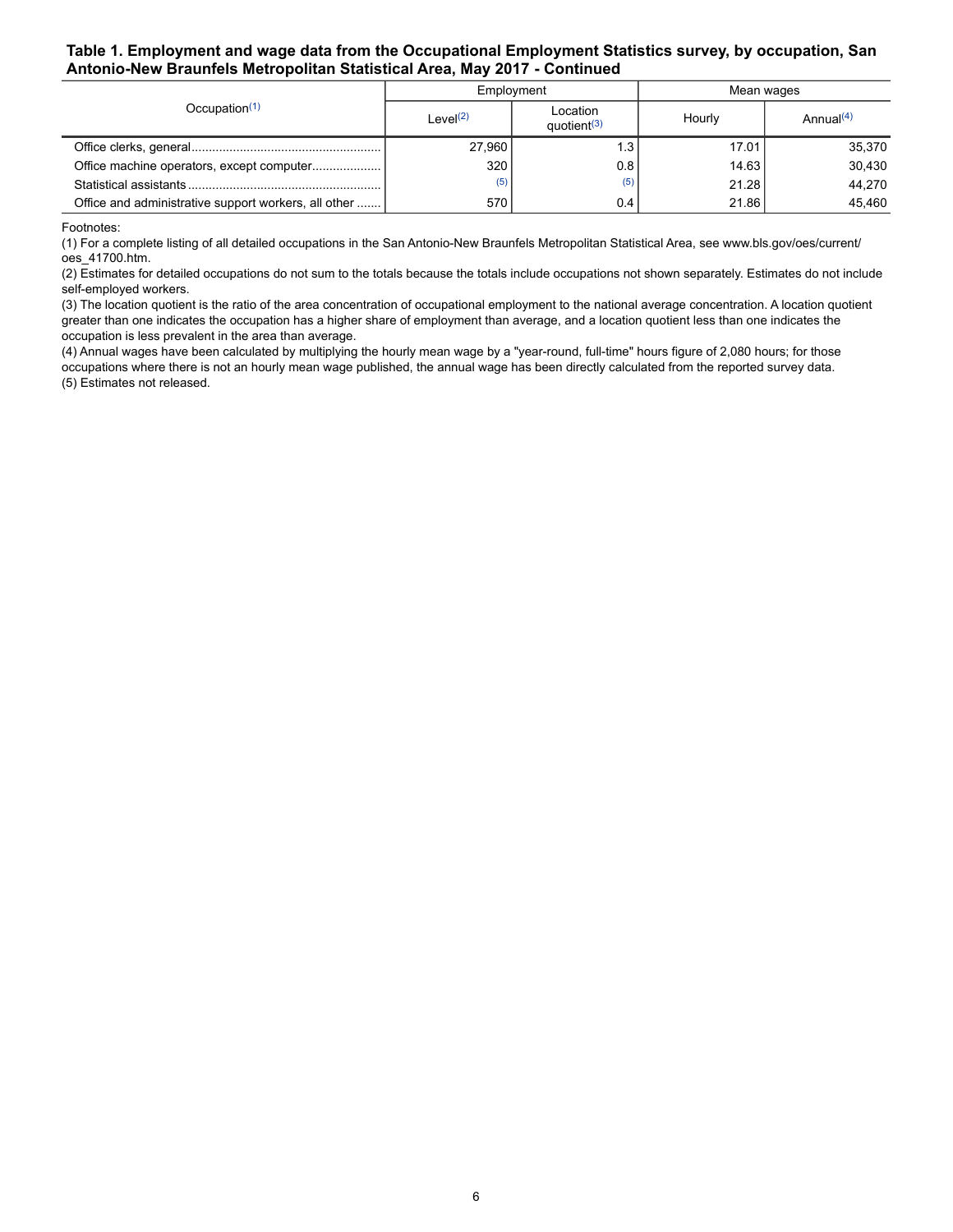**Table 1. Employment and wage data from the Occupational Employment Statistics survey, by occupation, San Antonio-New Braunfels Metropolitan Statistical Area, May 2017 - Continued**

| Occupation[(1)] | Employment | | Mean wages | |
|---|---|---|---|---|
| | Level[(2)] | Location quotient[(3)] | Hourly | Annual[(4)] |
| Office clerks, general | 27,960 | 1.3 | 17.01 | 35,370 |
| Office machine operators, except computer | 320 | 0.8 | 14.63 | 30,430 |
| Statistical assistants | [(5)] | [(5)] | 21.28 | 44,270 |
| Office and administrative support workers, all other | 570 | 0.4 | 21.86 | 45,460 |

Footnotes:
(1) For a complete listing of all detailed occupations in the San Antonio-New Braunfels Metropolitan Statistical Area, see www.bls.gov/oes/current/oes_41700.htm.
(2) Estimates for detailed occupations do not sum to the totals because the totals include occupations not shown separately. Estimates do not include self-employed workers.
(3) The location quotient is the ratio of the area concentration of occupational employment to the national average concentration. A location quotient greater than one indicates the occupation has a higher share of employment than average, and a location quotient less than one indicates the occupation is less prevalent in the area than average.
(4) Annual wages have been calculated by multiplying the hourly mean wage by a "year-round, full-time" hours figure of 2,080 hours; for those occupations where there is not an hourly mean wage published, the annual wage has been directly calculated from the reported survey data.
(5) Estimates not released.